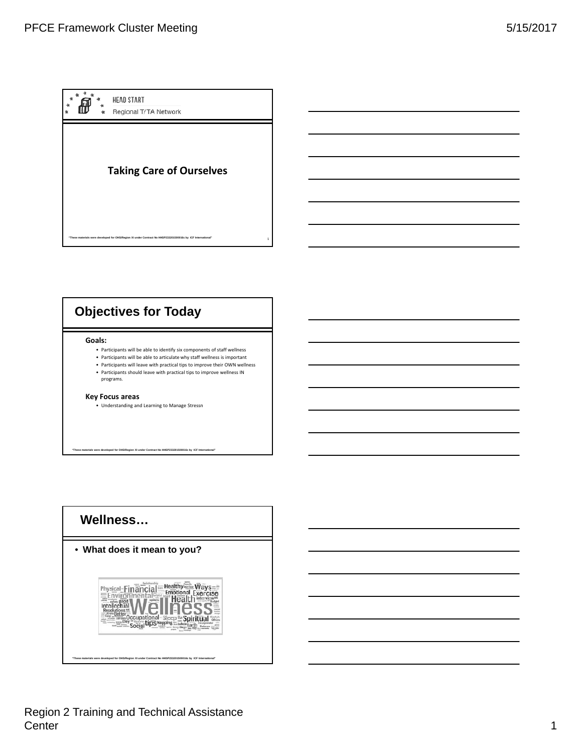HEAD START
Regional T/TA Network

## Taking Care of Ourselves

"These materials were developed for OHS/Region XI under Contract No HHSP233201500016c by ICF International"

## Objectives for Today

**Goals:**

- Participants will be able to identify six components of staff wellness
- Participants will be able to articulate why staff wellness is important
- Participants will leave with practical tips to improve their OWN wellness
- Participants should leave with practical tips to improve wellness IN programs.

**Key Focus areas**

- Understanding and Learning to Manage Stressn

"These materials were developed for OHS/Region XI under Contract No HHSP233201500016c by ICF International"

## Wellness…

- **What does it mean to you?**

"These materials were developed for OHS/Region XI under Contract No HHSP233201500016c by ICF International"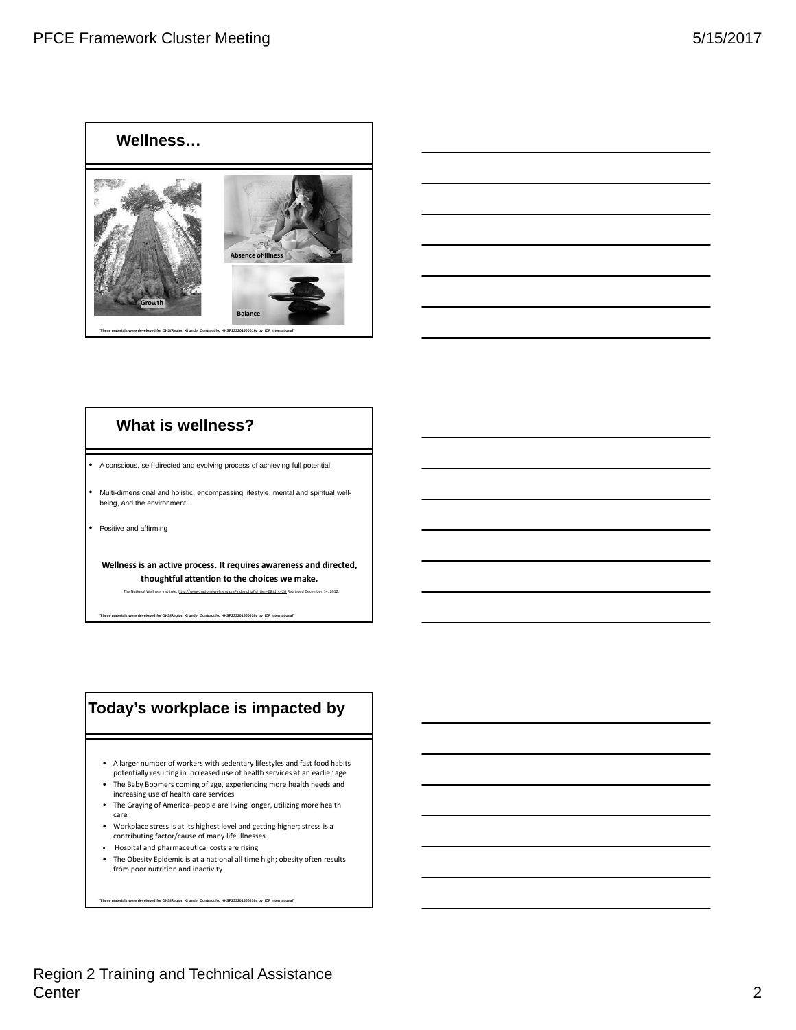## Wellness…

Growth

Absence of Illness

Balance

"These materials were developed for OHS/Region XI under Contract No HHSP233201500016c by ICF International"

## What is wellness?

- A conscious, self-directed and evolving process of achieving full potential.
- Multi-dimensional and holistic, encompassing lifestyle, mental and spiritual well-being, and the environment.
- Positive and affirming

**Wellness is an active process. It requires awareness and directed, thoughtful attention to the choices we make.**

The National Wellness Institute. http://www.nationalwellness.org/index.php?id_tier=2&id_c=26 Retrieved December 14, 2012.

"These materials were developed for OHS/Region XI under Contract No HHSP233201500016c by ICF International"

## Today's workplace is impacted by

- A larger number of workers with sedentary lifestyles and fast food habits potentially resulting in increased use of health services at an earlier age
- The Baby Boomers coming of age, experiencing more health needs and increasing use of health care services
- The Graying of America–people are living longer, utilizing more health care
- Workplace stress is at its highest level and getting higher; stress is a contributing factor/cause of many life illnesses
- Hospital and pharmaceutical costs are rising
- The Obesity Epidemic is at a national all time high; obesity often results from poor nutrition and inactivity

"These materials were developed for OHS/Region XI under Contract No HHSP233201500016c by ICF International"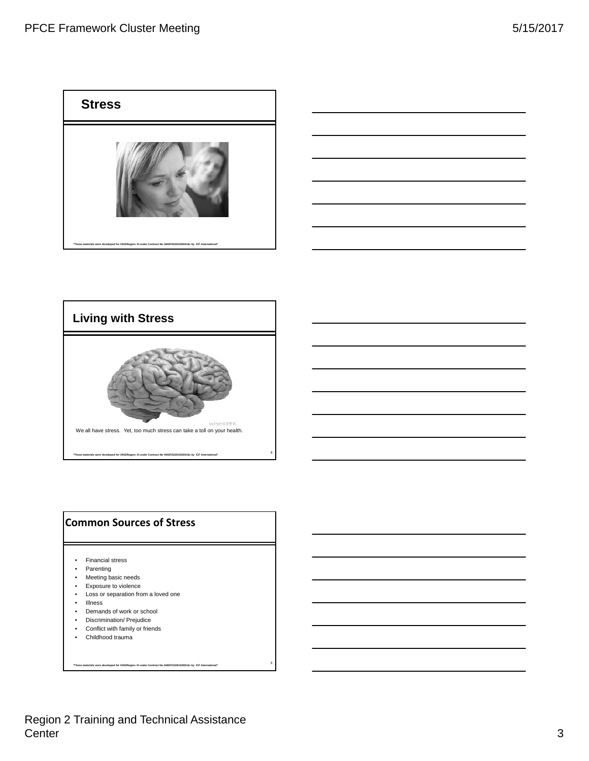## Stress

"These materials were developed for OHS/Region XI under Contract No HHSP233201500016c by ICF International"

## Living with Stress

We all have stress. Yet, too much stress can take a toll on your health.

"These materials were developed for OHS/Region XI under Contract No HHSP233201500016c by ICF International"

## Common Sources of Stress

- Financial stress
- Parenting
- Meeting basic needs
- Exposure to violence
- Loss or separation from a loved one
- Illness
- Demands of work or school
- Discrimination/ Prejudice
- Conflict with family or friends
- Childhood trauma

"These materials were developed for OHS/Region XI under Contract No HHSP233201500016c by ICF International"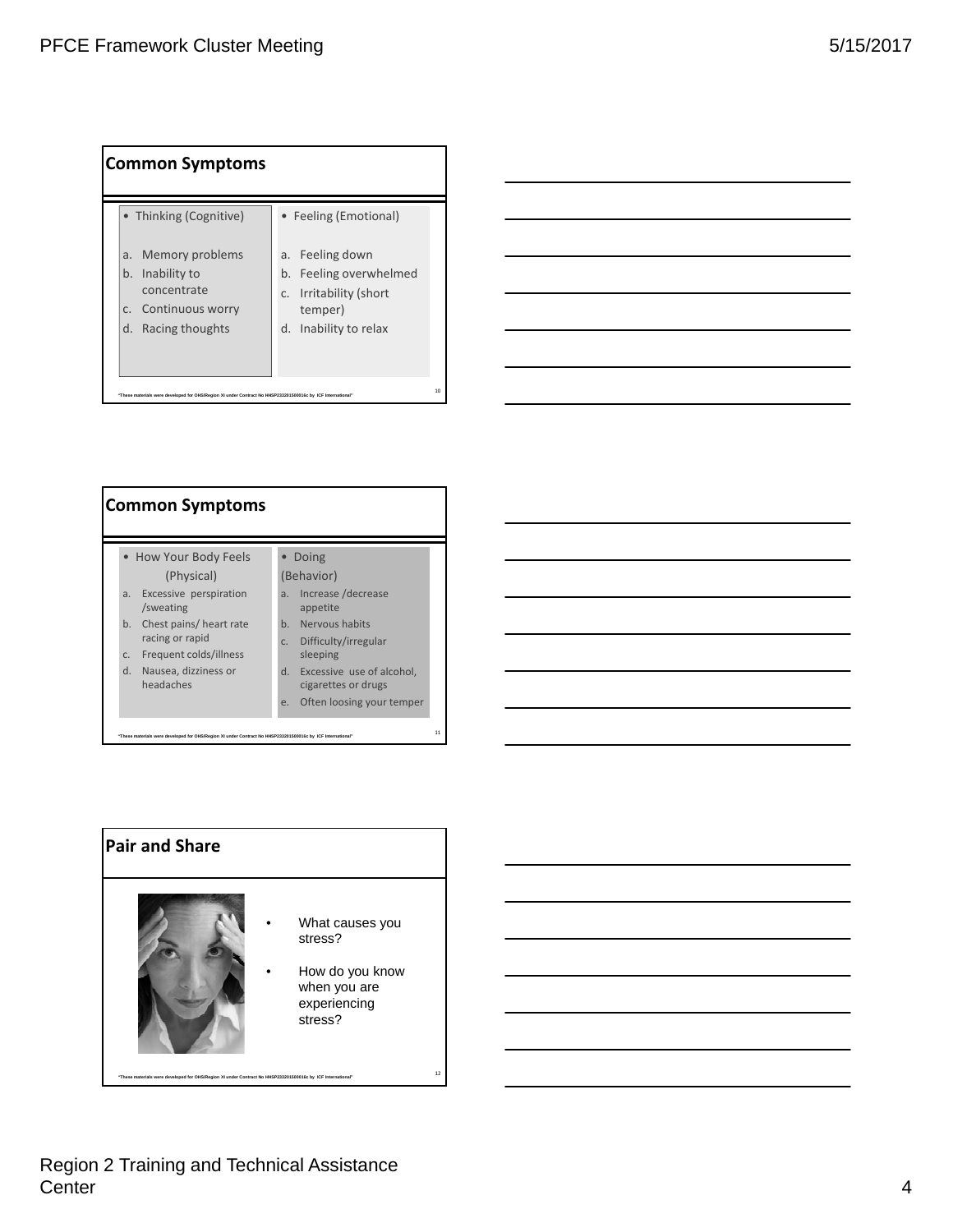## Common Symptoms

- Thinking (Cognitive)

a. Memory problems
b. Inability to concentrate
c. Continuous worry
d. Racing thoughts

- Feeling (Emotional)

a. Feeling down
b. Feeling overwhelmed
c. Irritability (short temper)
d. Inability to relax

"These materials were developed for OHS/Region XI under Contract No HHSP233201500016c by ICF International"

## Common Symptoms

- How Your Body Feels (Physical)

a. Excessive perspiration /sweating
b. Chest pains/ heart rate racing or rapid
c. Frequent colds/illness
d. Nausea, dizziness or headaches

- Doing (Behavior)

a. Increase /decrease appetite
b. Nervous habits
c. Difficulty/irregular sleeping
d. Excessive use of alcohol, cigarettes or drugs
e. Often loosing your temper

"These materials were developed for OHS/Region XI under Contract No HHSP233201500016c by ICF International"

## Pair and Share

- What causes you stress?
- How do you know when you are experiencing stress?

"These materials were developed for OHS/Region XI under Contract No HHSP233201500016c by ICF International"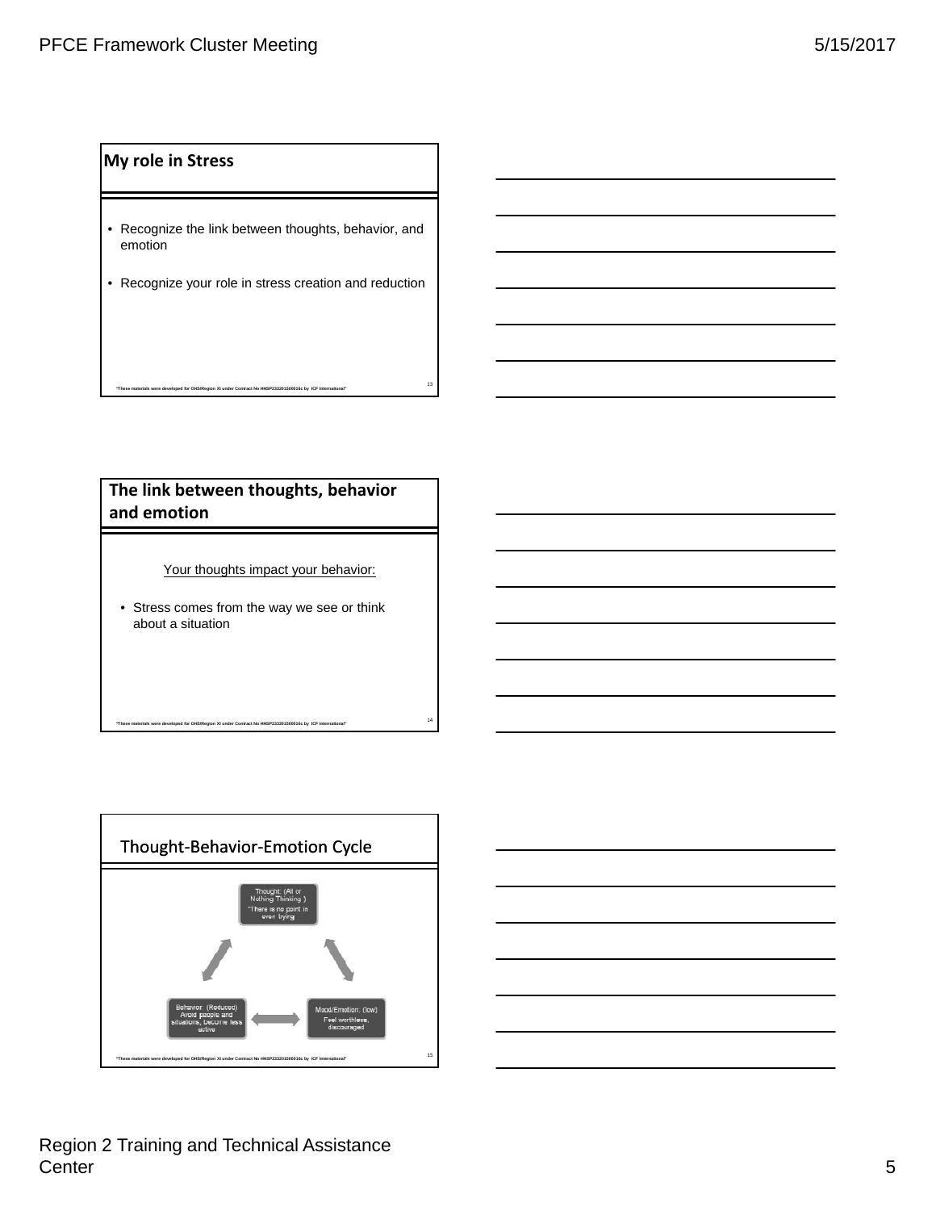## My role in Stress

- Recognize the link between thoughts, behavior, and emotion
- Recognize your role in stress creation and reduction

"These materials were developed for OHS/Region XI under Contract No HHSP233201500016c by ICF International"

## The link between thoughts, behavior and emotion

Your thoughts impact your behavior:

- Stress comes from the way we see or think about a situation

"These materials were developed for OHS/Region XI under Contract No HHSP233201500016c by ICF International"

## Thought-Behavior-Emotion Cycle

Thought: (All or Nothing Thinking) "There is no point in even trying"

Behavior: (Reduced) Avoid people and situations, become less active

Mood/Emotion: (low) Feel worthless, discouraged

"These materials were developed for OHS/Region XI under Contract No HHSP233201500016c by ICF International"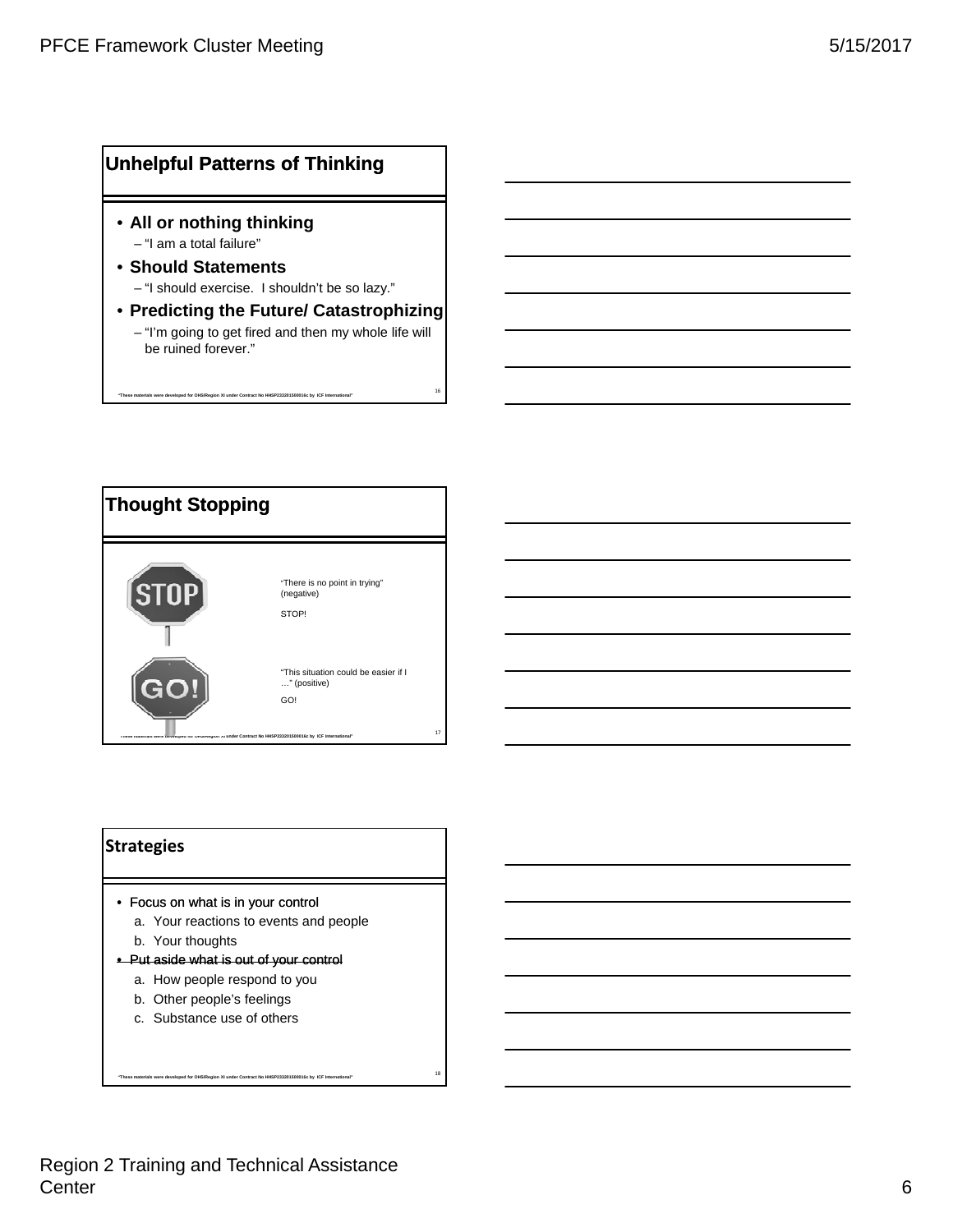## Unhelpful Patterns of Thinking

- **All or nothing thinking**
  - "I am a total failure"
- **Should Statements**
  - "I should exercise. I shouldn't be so lazy."
- **Predicting the Future/ Catastrophizing**
  - "I'm going to get fired and then my whole life will be ruined forever."

"These materials were developed for OHS/Region XI under Contract No HHSP233201500016c by ICF International"

## Thought Stopping

STOP

"There is no point in trying" (negative)

STOP!

GO!

"This situation could be easier if I …" (positive)

GO!

"These materials were developed for OHS/Region XI under Contract No HHSP233201500016c by ICF International"

## Strategies

- Focus on what is in your control
  a. Your reactions to events and people
  b. Your thoughts
- Put aside what is out of your control
  a. How people respond to you
  b. Other people's feelings
  c. Substance use of others

"These materials were developed for OHS/Region XI under Contract No HHSP233201500016c by ICF International"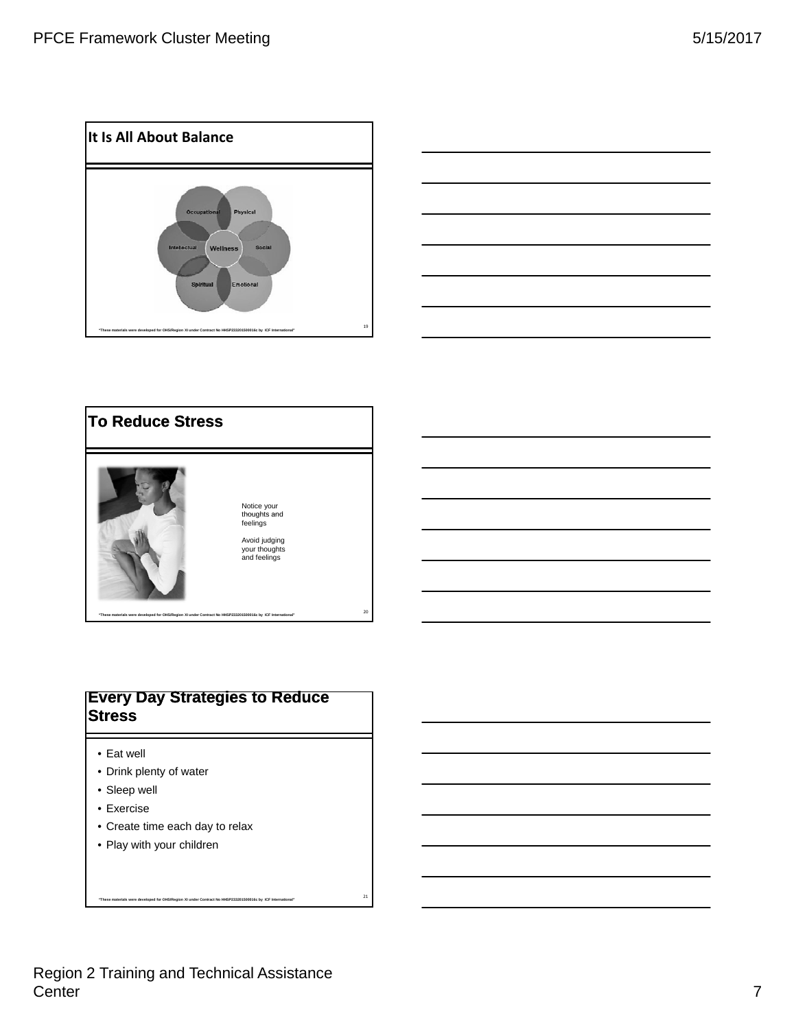## It Is All About Balance

Occupational

Physical

Intellectual

Wellness

Social

Spiritual

Emotional

"These materials were developed for OHS/Region XI under Contract No HHSP233201500016c by ICF International"

## To Reduce Stress

Notice your thoughts and feelings

Avoid judging your thoughts and feelings

"These materials were developed for OHS/Region XI under Contract No HHSP233201500016c by ICF International"

## Every Day Strategies to Reduce Stress

- Eat well
- Drink plenty of water
- Sleep well
- Exercise
- Create time each day to relax
- Play with your children

"These materials were developed for OHS/Region XI under Contract No HHSP233201500016c by ICF International"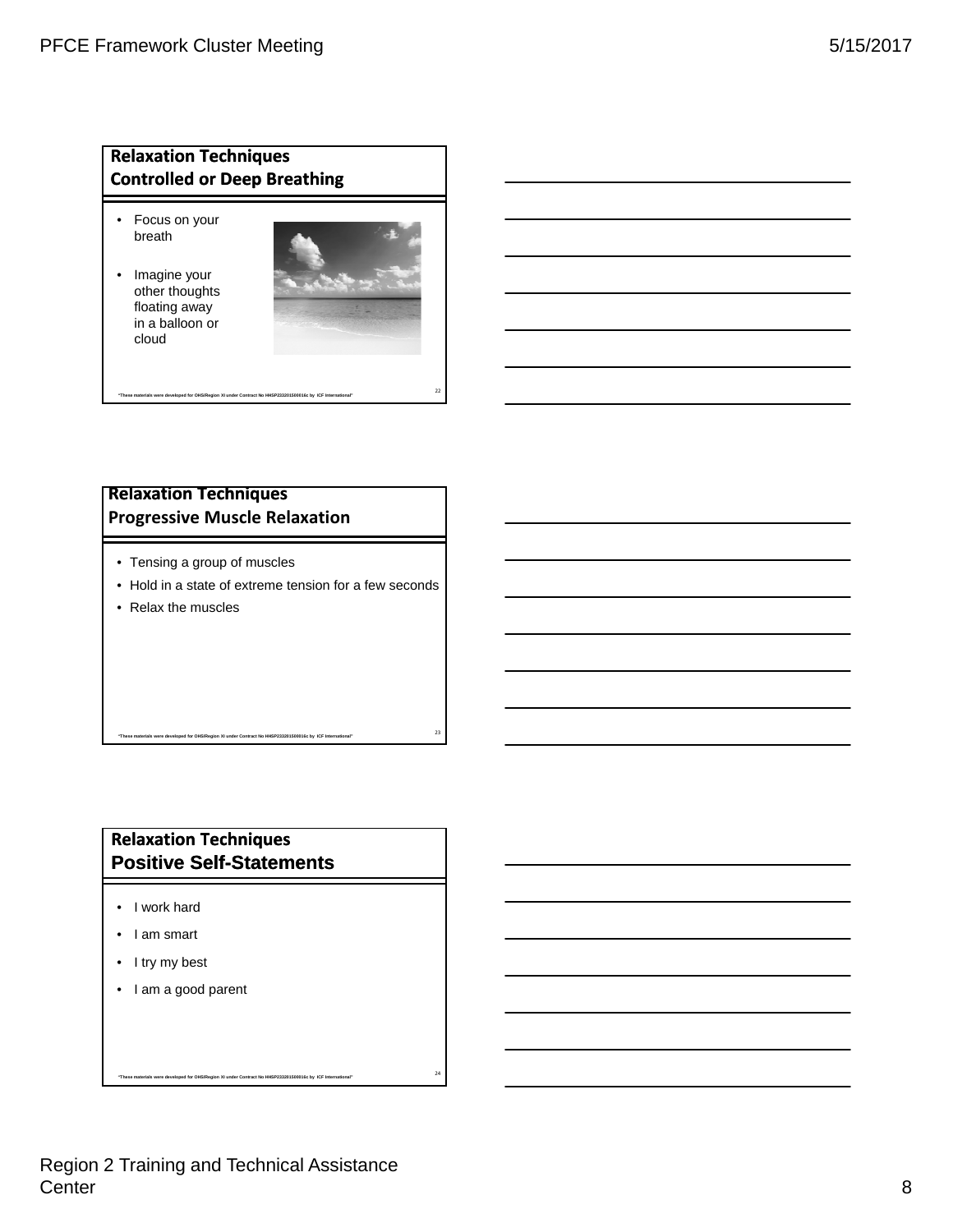## Relaxation Techniques
### Controlled or Deep Breathing

- Focus on your breath
- Imagine your other thoughts floating away in a balloon or cloud

"These materials were developed for OHS/Region XI under Contract No HHSP233201500016c by ICF International"

22

## Relaxation Techniques
### Progressive Muscle Relaxation

- Tensing a group of muscles
- Hold in a state of extreme tension for a few seconds
- Relax the muscles

"These materials were developed for OHS/Region XI under Contract No HHSP233201500016c by ICF International"

23

## Relaxation Techniques
### Positive Self-Statements

- I work hard
- I am smart
- I try my best
- I am a good parent

"These materials were developed for OHS/Region XI under Contract No HHSP233201500016c by ICF International"

24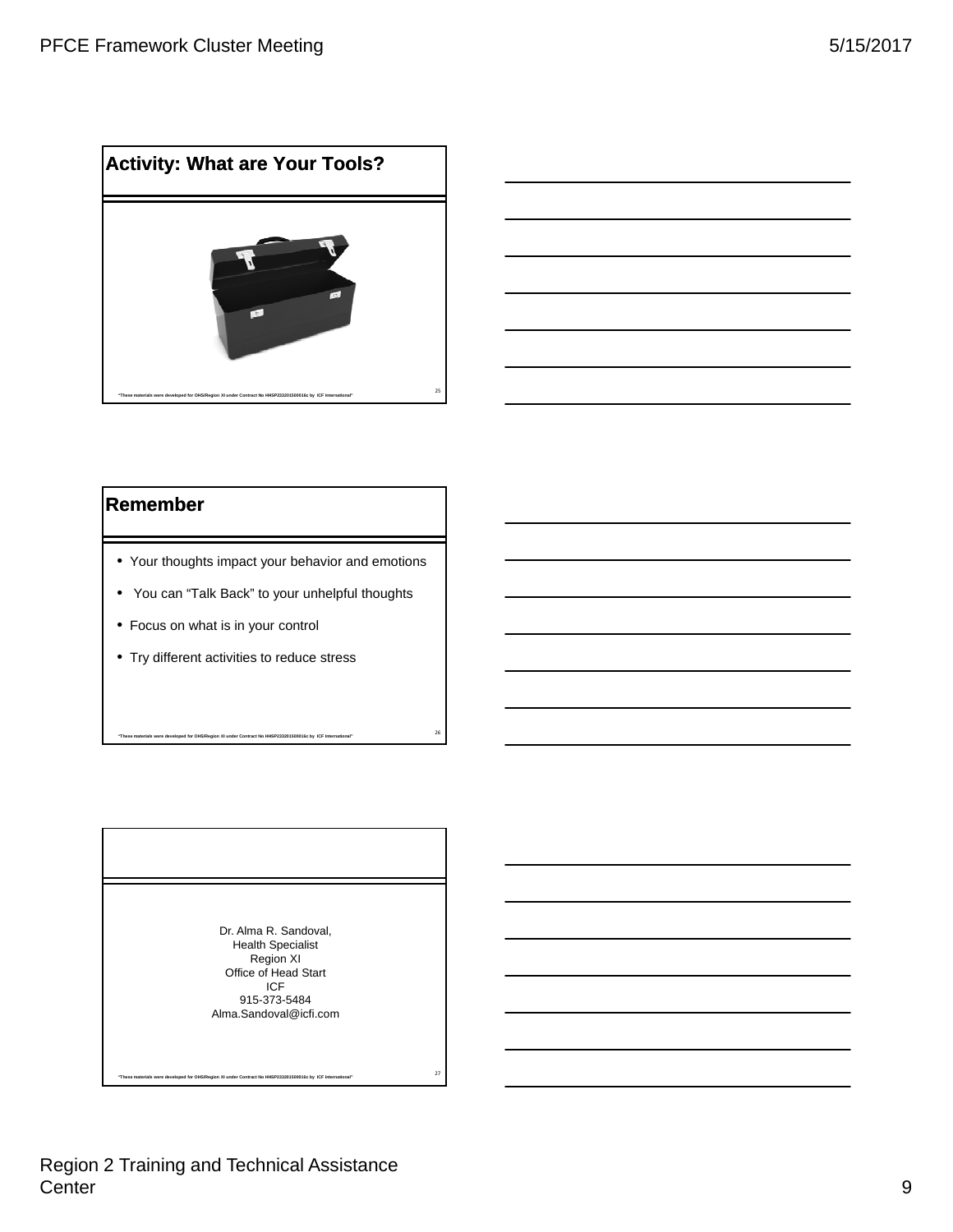## Activity: What are Your Tools?

"These materials were developed for OHS/Region XI under Contract No HHSP233201500016c by ICF International"

## Remember

- Your thoughts impact your behavior and emotions
- You can "Talk Back" to your unhelpful thoughts
- Focus on what is in your control
- Try different activities to reduce stress

"These materials were developed for OHS/Region XI under Contract No HHSP233201500016c by ICF International"

Dr. Alma R. Sandoval,
Health Specialist
Region XI
Office of Head Start
ICF
915-373-5484
Alma.Sandoval@icfi.com

"These materials were developed for OHS/Region XI under Contract No HHSP233201500016c by ICF International"